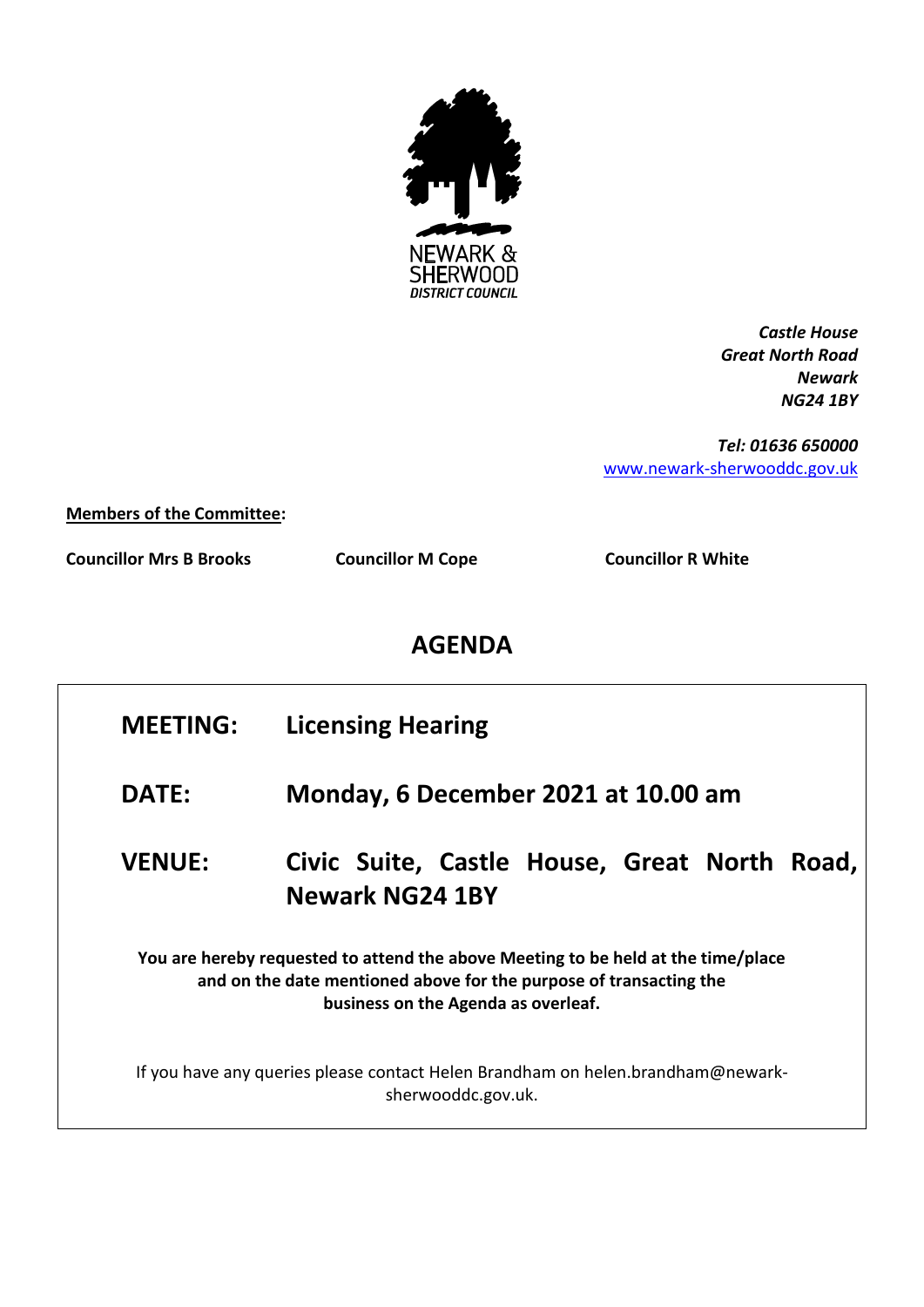NEWARK & SHERWOOD DISTRICT COUNCIL

*Castle House*
*Great North Road*
*Newark*
*NG24 1BY*

*Tel: 01636 650000*
[www.newark-sherwooddc.gov.uk](http://www.newark-sherwooddc.gov.uk)

**Members of the Committee:**

**Councillor Mrs B Brooks** **Councillor M Cope** **Councillor R White**

# AGENDA

**MEETING:** **Licensing Hearing**

**DATE:** **Monday, 6 December 2021 at 10.00 am**

**VENUE:** **Civic Suite, Castle House, Great North Road, Newark NG24 1BY**

**You are hereby requested to attend the above Meeting to be held at the time/place and on the date mentioned above for the purpose of transacting the business on the Agenda as overleaf.**

If you have any queries please contact Helen Brandham on helen.brandham@newark-sherwooddc.gov.uk.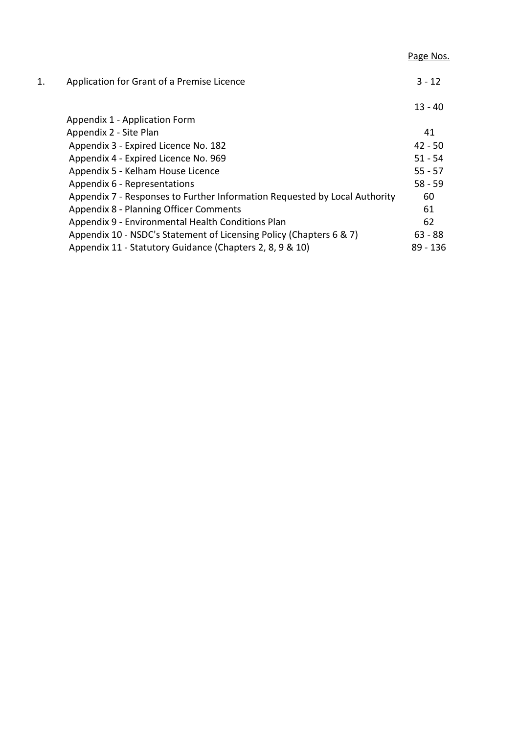| | | Page Nos. |
|---|---|---|
| 1. | Application for Grant of a Premise Licence | 3 - 12 |
| | | 13 - 40 |
| | Appendix 1 - Application Form | |
| | Appendix 2 - Site Plan | 41 |
| | Appendix 3 - Expired Licence No. 182 | 42 - 50 |
| | Appendix 4 - Expired Licence No. 969 | 51 - 54 |
| | Appendix 5 - Kelham House Licence | 55 - 57 |
| | Appendix 6 - Representations | 58 - 59 |
| | Appendix 7 - Responses to Further Information Requested by Local Authority | 60 |
| | Appendix 8 - Planning Officer Comments | 61 |
| | Appendix 9 - Environmental Health Conditions Plan | 62 |
| | Appendix 10 - NSDC's Statement of Licensing Policy (Chapters 6 & 7) | 63 - 88 |
| | Appendix 11 - Statutory Guidance (Chapters 2, 8, 9 & 10) | 89 - 136 |